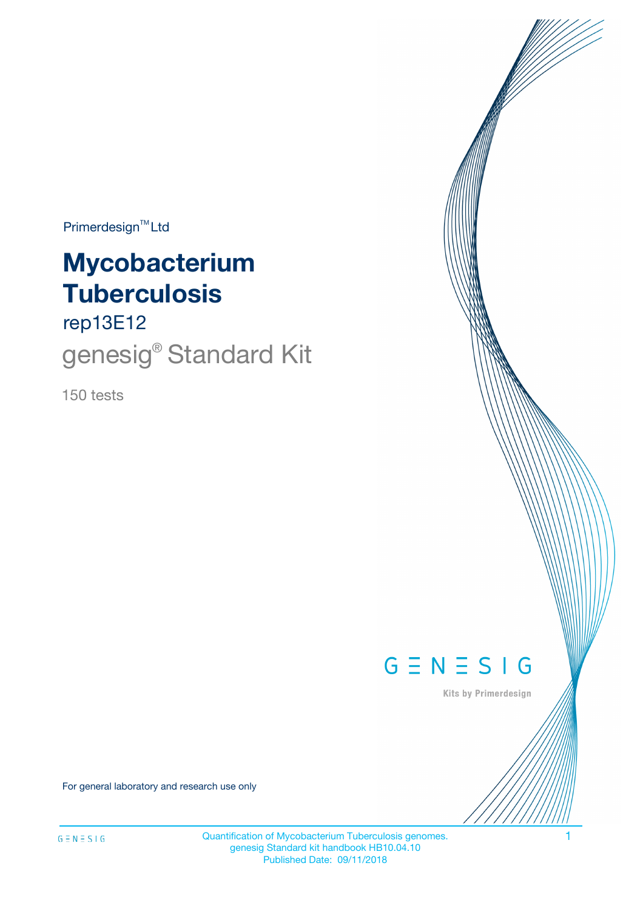Primerdesign™ Ltd

# Mycobacterium Tuberculosis

## rep13E12

## genesig® Standard Kit

150 tests

GENESIG

Kits by Primerdesign

For general laboratory and research use only

Quantification of Mycobacterium Tuberculosis genomes.
genesig Standard kit handbook HB10.04.10
Published Date: 09/11/2018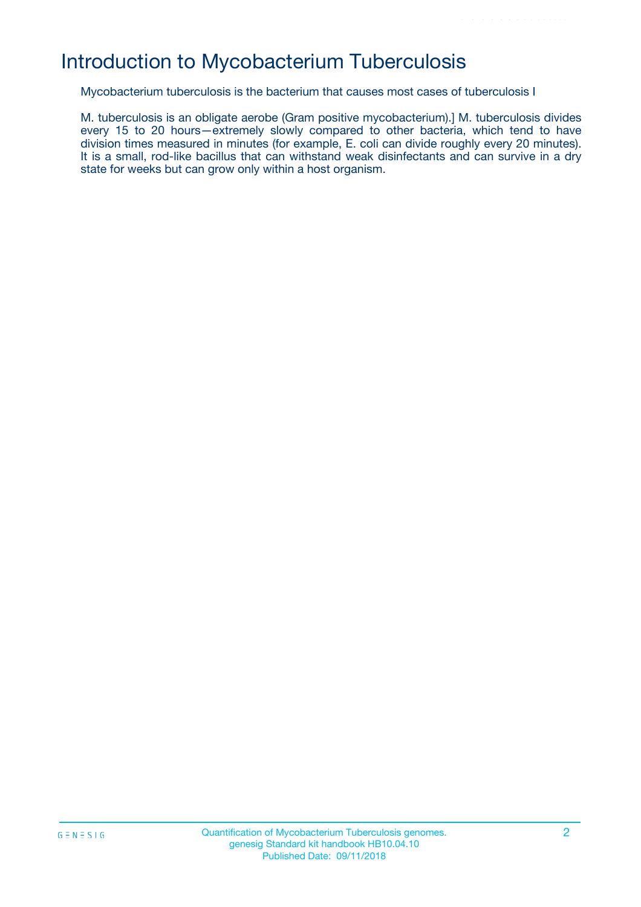# Introduction to Mycobacterium Tuberculosis

Mycobacterium tuberculosis is the bacterium that causes most cases of tuberculosis I

M. tuberculosis is an obligate aerobe (Gram positive mycobacterium).] M. tuberculosis divides every 15 to 20 hours—extremely slowly compared to other bacteria, which tend to have division times measured in minutes (for example, E. coli can divide roughly every 20 minutes). It is a small, rod-like bacillus that can withstand weak disinfectants and can survive in a dry state for weeks but can grow only within a host organism.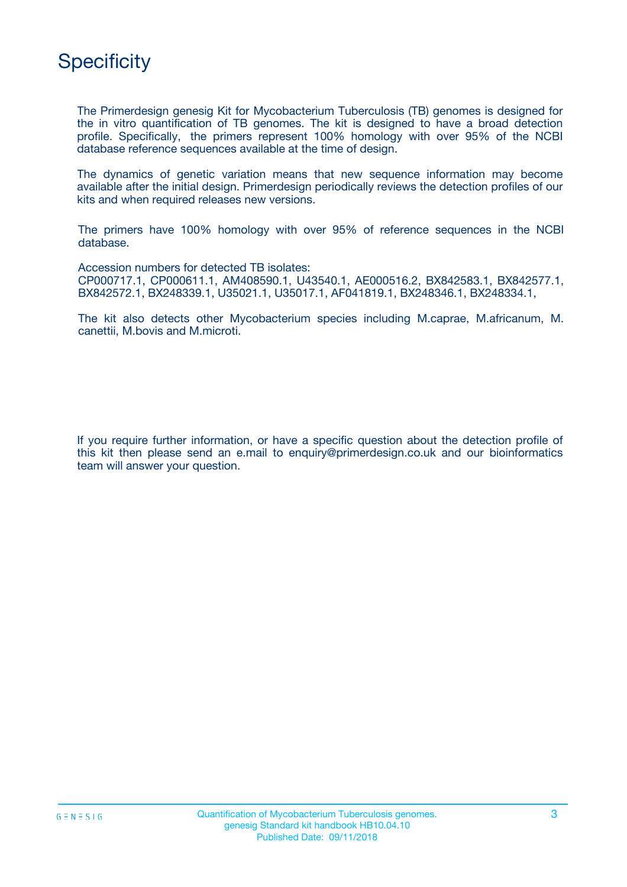# Specificity

The Primerdesign genesig Kit for Mycobacterium Tuberculosis (TB) genomes is designed for the in vitro quantification of TB genomes. The kit is designed to have a broad detection profile. Specifically, the primers represent 100% homology with over 95% of the NCBI database reference sequences available at the time of design.

The dynamics of genetic variation means that new sequence information may become available after the initial design. Primerdesign periodically reviews the detection profiles of our kits and when required releases new versions.

The primers have 100% homology with over 95% of reference sequences in the NCBI database.

Accession numbers for detected TB isolates:
CP000717.1, CP000611.1, AM408590.1, U43540.1, AE000516.2, BX842583.1, BX842577.1, BX842572.1, BX248339.1, U35021.1, U35017.1, AF041819.1, BX248346.1, BX248334.1,

The kit also detects other Mycobacterium species including M.caprae, M.africanum, M. canettii, M.bovis and M.microti.

If you require further information, or have a specific question about the detection profile of this kit then please send an e.mail to enquiry@primerdesign.co.uk and our bioinformatics team will answer your question.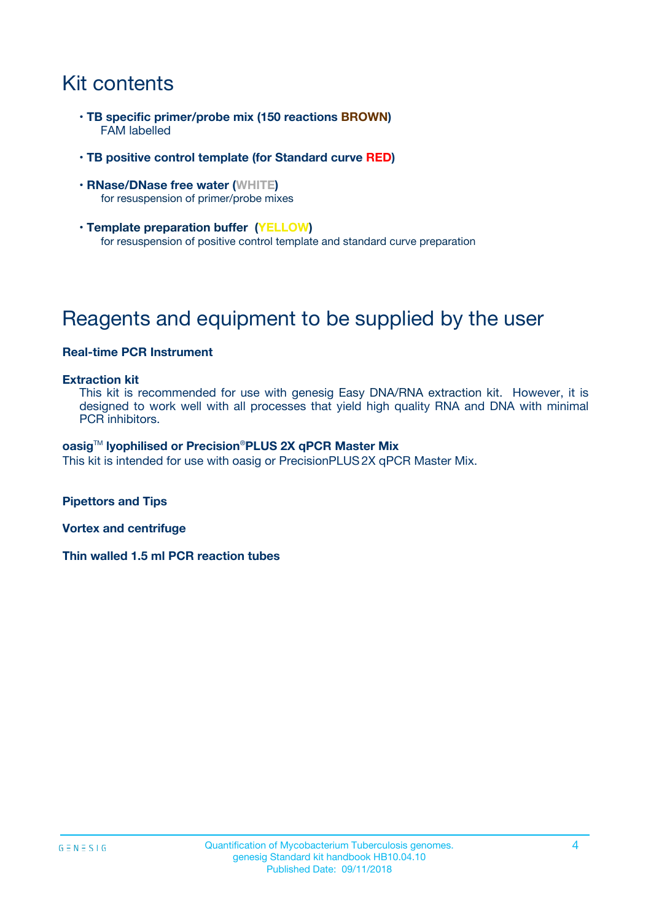# Kit contents

- **TB specific primer/probe mix (150 reactions BROWN)**
  FAM labelled
- **TB positive control template (for Standard curve RED)**
- **RNase/DNase free water (WHITE)**
  for resuspension of primer/probe mixes
- **Template preparation buffer (YELLOW)**
  for resuspension of positive control template and standard curve preparation

# Reagents and equipment to be supplied by the user

**Real-time PCR Instrument**

**Extraction kit**
This kit is recommended for use with genesig Easy DNA/RNA extraction kit. However, it is designed to work well with all processes that yield high quality RNA and DNA with minimal PCR inhibitors.

**oasig™ lyophilised or Precision®PLUS 2X qPCR Master Mix**
This kit is intended for use with oasig or PrecisionPLUS 2X qPCR Master Mix.

**Pipettors and Tips**

**Vortex and centrifuge**

**Thin walled 1.5 ml PCR reaction tubes**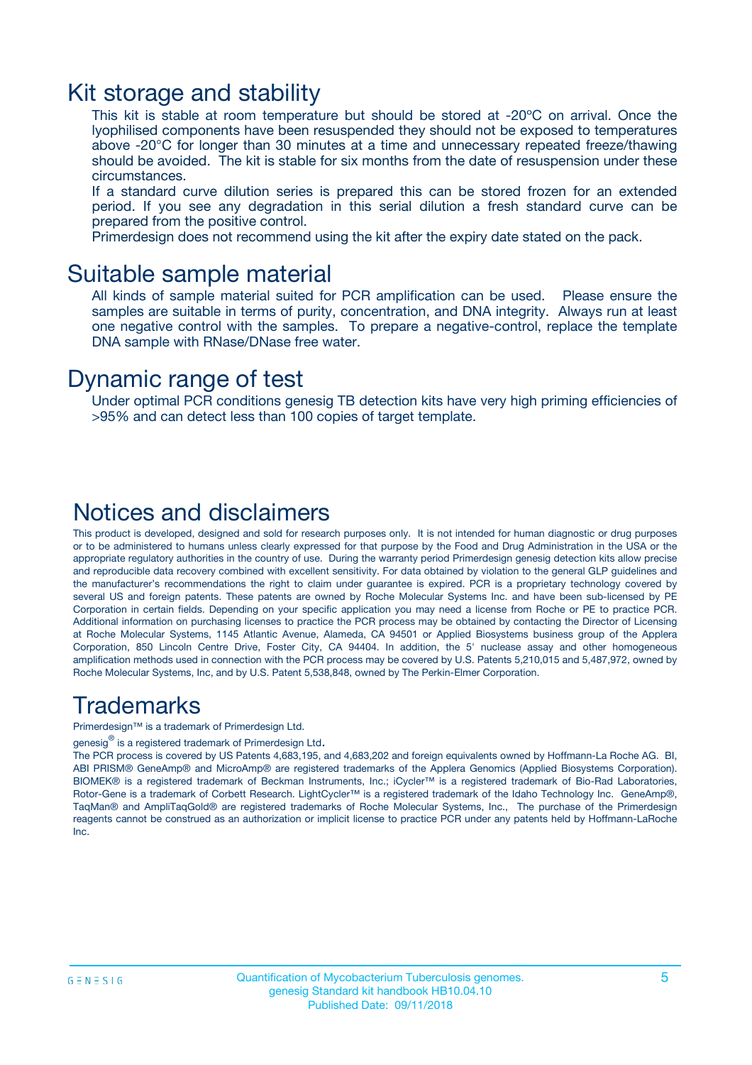# Kit storage and stability

This kit is stable at room temperature but should be stored at -20ºC on arrival. Once the lyophilised components have been resuspended they should not be exposed to temperatures above -20°C for longer than 30 minutes at a time and unnecessary repeated freeze/thawing should be avoided. The kit is stable for six months from the date of resuspension under these circumstances.

If a standard curve dilution series is prepared this can be stored frozen for an extended period. If you see any degradation in this serial dilution a fresh standard curve can be prepared from the positive control.

Primerdesign does not recommend using the kit after the expiry date stated on the pack.

# Suitable sample material

All kinds of sample material suited for PCR amplification can be used. Please ensure the samples are suitable in terms of purity, concentration, and DNA integrity. Always run at least one negative control with the samples. To prepare a negative-control, replace the template DNA sample with RNase/DNase free water.

# Dynamic range of test

Under optimal PCR conditions genesig TB detection kits have very high priming efficiencies of >95% and can detect less than 100 copies of target template.

# Notices and disclaimers

This product is developed, designed and sold for research purposes only. It is not intended for human diagnostic or drug purposes or to be administered to humans unless clearly expressed for that purpose by the Food and Drug Administration in the USA or the appropriate regulatory authorities in the country of use. During the warranty period Primerdesign genesig detection kits allow precise and reproducible data recovery combined with excellent sensitivity. For data obtained by violation to the general GLP guidelines and the manufacturer's recommendations the right to claim under guarantee is expired. PCR is a proprietary technology covered by several US and foreign patents. These patents are owned by Roche Molecular Systems Inc. and have been sub-licensed by PE Corporation in certain fields. Depending on your specific application you may need a license from Roche or PE to practice PCR. Additional information on purchasing licenses to practice the PCR process may be obtained by contacting the Director of Licensing at Roche Molecular Systems, 1145 Atlantic Avenue, Alameda, CA 94501 or Applied Biosystems business group of the Applera Corporation, 850 Lincoln Centre Drive, Foster City, CA 94404. In addition, the 5' nuclease assay and other homogeneous amplification methods used in connection with the PCR process may be covered by U.S. Patents 5,210,015 and 5,487,972, owned by Roche Molecular Systems, Inc, and by U.S. Patent 5,538,848, owned by The Perkin-Elmer Corporation.

# Trademarks

Primerdesign™ is a trademark of Primerdesign Ltd.

genesig® is a registered trademark of Primerdesign Ltd.

The PCR process is covered by US Patents 4,683,195, and 4,683,202 and foreign equivalents owned by Hoffmann-La Roche AG. BI, ABI PRISM® GeneAmp® and MicroAmp® are registered trademarks of the Applera Genomics (Applied Biosystems Corporation). BIOMEK® is a registered trademark of Beckman Instruments, Inc.; iCycler™ is a registered trademark of Bio-Rad Laboratories, Rotor-Gene is a trademark of Corbett Research. LightCycler™ is a registered trademark of the Idaho Technology Inc. GeneAmp®, TaqMan® and AmpliTaqGold® are registered trademarks of Roche Molecular Systems, Inc., The purchase of the Primerdesign reagents cannot be construed as an authorization or implicit license to practice PCR under any patents held by Hoffmann-LaRoche Inc.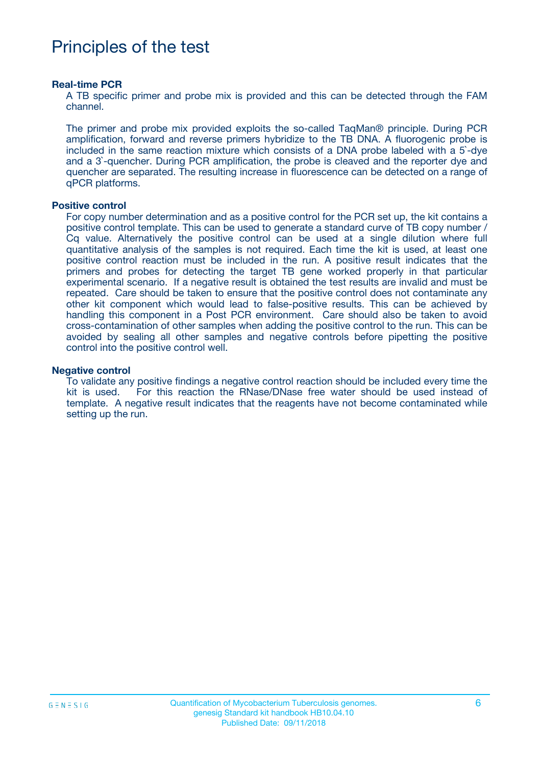# Principles of the test

### Real-time PCR

A TB specific primer and probe mix is provided and this can be detected through the FAM channel.

The primer and probe mix provided exploits the so-called TaqMan® principle. During PCR amplification, forward and reverse primers hybridize to the TB DNA. A fluorogenic probe is included in the same reaction mixture which consists of a DNA probe labeled with a 5`-dye and a 3`-quencher. During PCR amplification, the probe is cleaved and the reporter dye and quencher are separated. The resulting increase in fluorescence can be detected on a range of qPCR platforms.

### Positive control

For copy number determination and as a positive control for the PCR set up, the kit contains a positive control template. This can be used to generate a standard curve of TB copy number / Cq value. Alternatively the positive control can be used at a single dilution where full quantitative analysis of the samples is not required. Each time the kit is used, at least one positive control reaction must be included in the run. A positive result indicates that the primers and probes for detecting the target TB gene worked properly in that particular experimental scenario. If a negative result is obtained the test results are invalid and must be repeated. Care should be taken to ensure that the positive control does not contaminate any other kit component which would lead to false-positive results. This can be achieved by handling this component in a Post PCR environment. Care should also be taken to avoid cross-contamination of other samples when adding the positive control to the run. This can be avoided by sealing all other samples and negative controls before pipetting the positive control into the positive control well.

### Negative control

To validate any positive findings a negative control reaction should be included every time the kit is used. For this reaction the RNase/DNase free water should be used instead of template. A negative result indicates that the reagents have not become contaminated while setting up the run.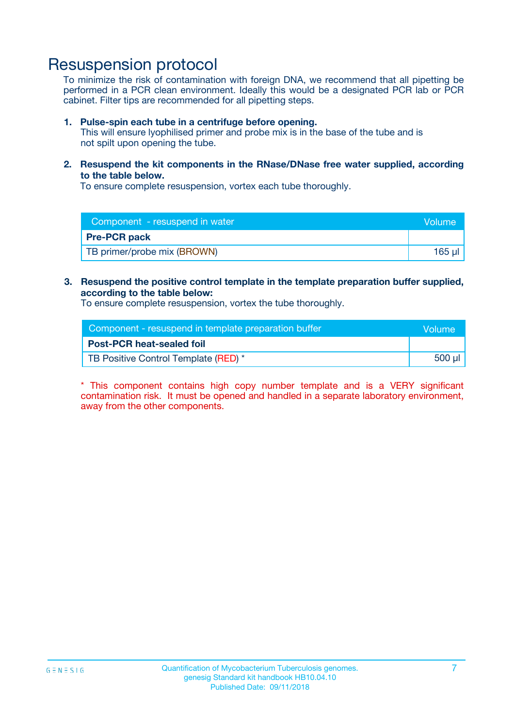# Resuspension protocol

To minimize the risk of contamination with foreign DNA, we recommend that all pipetting be performed in a PCR clean environment. Ideally this would be a designated PCR lab or PCR cabinet. Filter tips are recommended for all pipetting steps.

1. **Pulse-spin each tube in a centrifuge before opening.**
   This will ensure lyophilised primer and probe mix is in the base of the tube and is not spilt upon opening the tube.

2. **Resuspend the kit components in the RNase/DNase free water supplied, according to the table below.**
   To ensure complete resuspension, vortex each tube thoroughly.

| Component - resuspend in water | Volume |
|---|---|
| **Pre-PCR pack** | |
| TB primer/probe mix (BROWN) | 165 µl |

3. **Resuspend the positive control template in the template preparation buffer supplied, according to the table below:**
   To ensure complete resuspension, vortex the tube thoroughly.

| Component - resuspend in template preparation buffer | Volume |
|---|---|
| **Post-PCR heat-sealed foil** | |
| TB Positive Control Template (RED) * | 500 µl |

* This component contains high copy number template and is a VERY significant contamination risk. It must be opened and handled in a separate laboratory environment, away from the other components.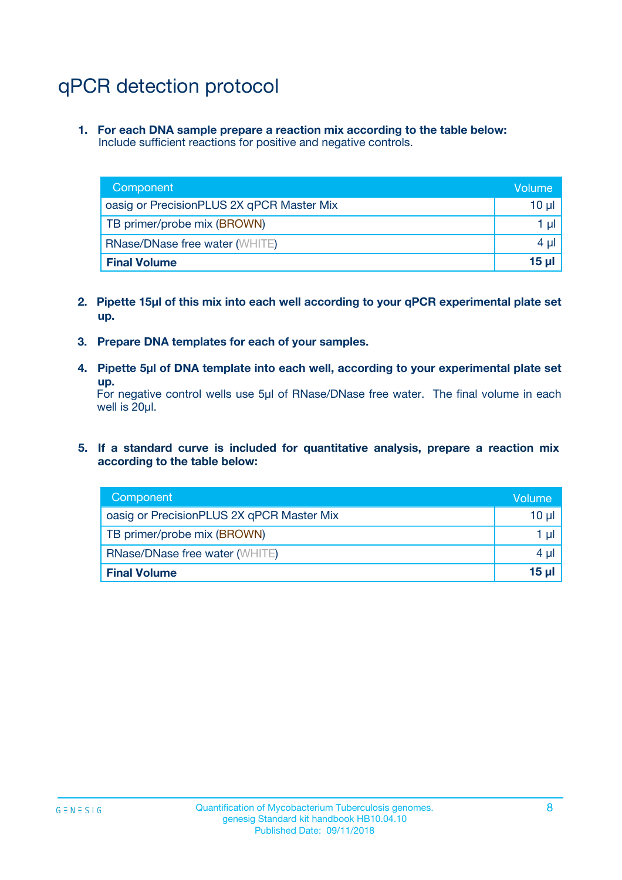# qPCR detection protocol

1. **For each DNA sample prepare a reaction mix according to the table below:**
   Include sufficient reactions for positive and negative controls.

| Component | Volume |
|---|---|
| oasig or PrecisionPLUS 2X qPCR Master Mix | 10 µl |
| TB primer/probe mix (BROWN) | 1 µl |
| RNase/DNase free water (WHITE) | 4 µl |
| **Final Volume** | **15 µl** |

2. **Pipette 15µl of this mix into each well according to your qPCR experimental plate set up.**

3. **Prepare DNA templates for each of your samples.**

4. **Pipette 5µl of DNA template into each well, according to your experimental plate set up.**
   For negative control wells use 5µl of RNase/DNase free water. The final volume in each well is 20µl.

5. **If a standard curve is included for quantitative analysis, prepare a reaction mix according to the table below:**

| Component | Volume |
|---|---|
| oasig or PrecisionPLUS 2X qPCR Master Mix | 10 µl |
| TB primer/probe mix (BROWN) | 1 µl |
| RNase/DNase free water (WHITE) | 4 µl |
| **Final Volume** | **15 µl** |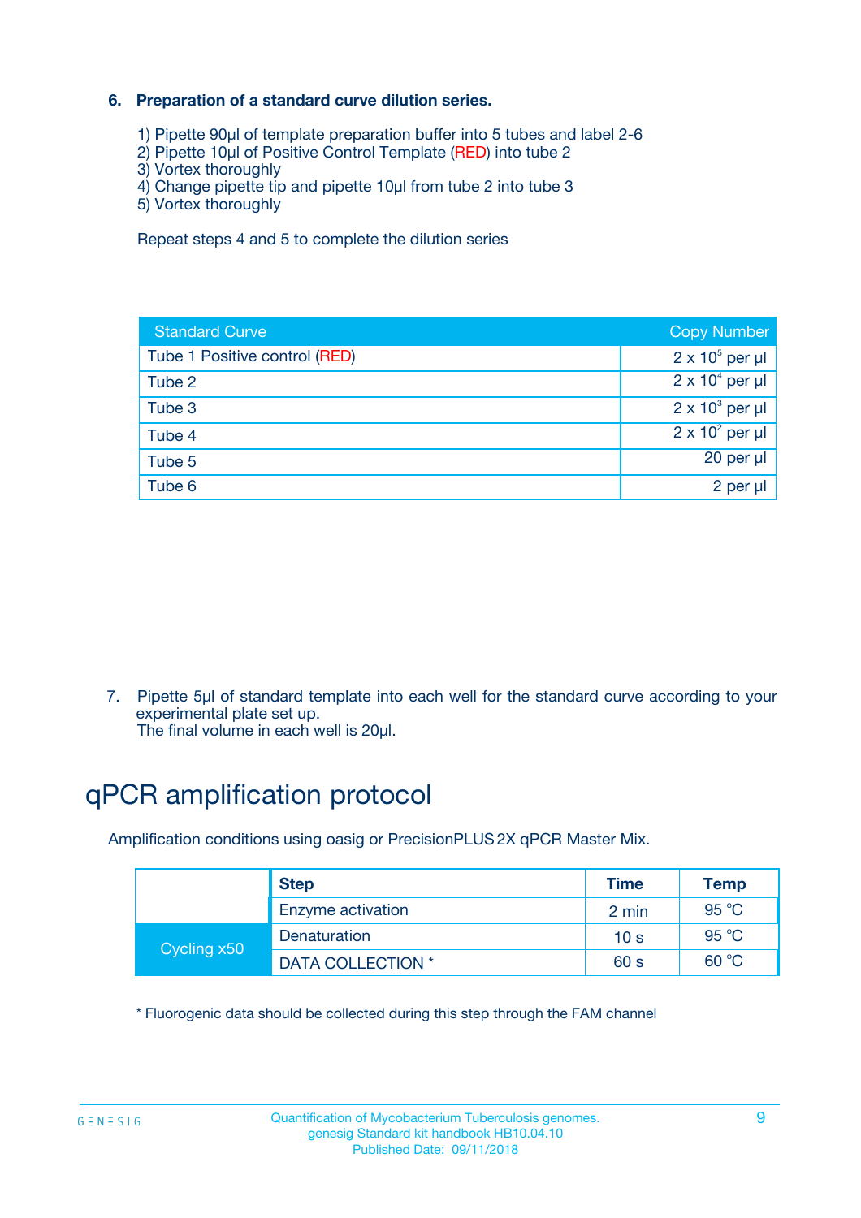### 6. Preparation of a standard curve dilution series.

1) Pipette 90µl of template preparation buffer into 5 tubes and label 2-6
2) Pipette 10µl of Positive Control Template (RED) into tube 2
3) Vortex thoroughly
4) Change pipette tip and pipette 10µl from tube 2 into tube 3
5) Vortex thoroughly

Repeat steps 4 and 5 to complete the dilution series

| Standard Curve | Copy Number |
| --- | --- |
| Tube 1 Positive control (RED) | $2 \times 10^5$ per µl |
| Tube 2 | $2 \times 10^4$ per µl |
| Tube 3 | $2 \times 10^3$ per µl |
| Tube 4 | $2 \times 10^2$ per µl |
| Tube 5 | 20 per µl |
| Tube 6 | 2 per µl |

7. Pipette 5µl of standard template into each well for the standard curve according to your experimental plate set up.
   The final volume in each well is 20µl.

# qPCR amplification protocol

Amplification conditions using oasig or PrecisionPLUS 2X qPCR Master Mix.

| | Step | Time | Temp |
| --- | --- | --- | --- |
| | Enzyme activation | 2 min | 95 °C |
| Cycling x50 | Denaturation | 10 s | 95 °C |
| | DATA COLLECTION * | 60 s | 60 °C |

* Fluorogenic data should be collected during this step through the FAM channel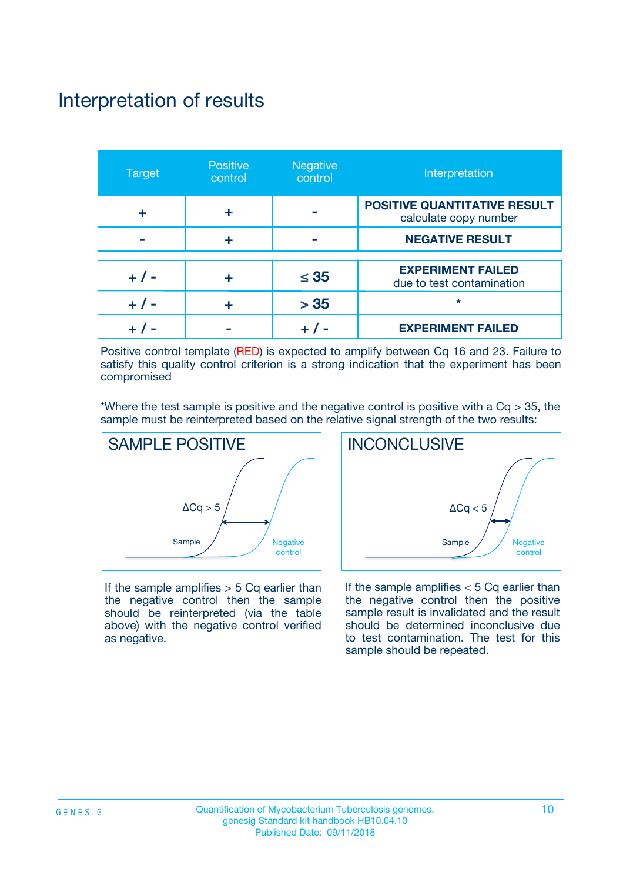# Interpretation of results

| Target | Positive control | Negative control | Interpretation |
|---|---|---|---|
| + | + | - | **POSITIVE QUANTITATIVE RESULT** calculate copy number |
| - | + | - | **NEGATIVE RESULT** |
| + / - | + | ≤ 35 | **EXPERIMENT FAILED** due to test contamination |
| + / - | + | > 35 | * |
| + / - | - | + / - | **EXPERIMENT FAILED** |

Positive control template (RED) is expected to amplify between Cq 16 and 23. Failure to satisfy this quality control criterion is a strong indication that the experiment has been compromised

*Where the test sample is positive and the negative control is positive with a Cq > 35, the sample must be reinterpreted based on the relative signal strength of the two results:

SAMPLE POSITIVE

ΔCq > 5

Sample

Negative control

If the sample amplifies > 5 Cq earlier than the negative control then the sample should be reinterpreted (via the table above) with the negative control verified as negative.

INCONCLUSIVE

ΔCq < 5

Sample

Negative control

If the sample amplifies < 5 Cq earlier than the negative control then the positive sample result is invalidated and the result should be determined inconclusive due to test contamination. The test for this sample should be repeated.